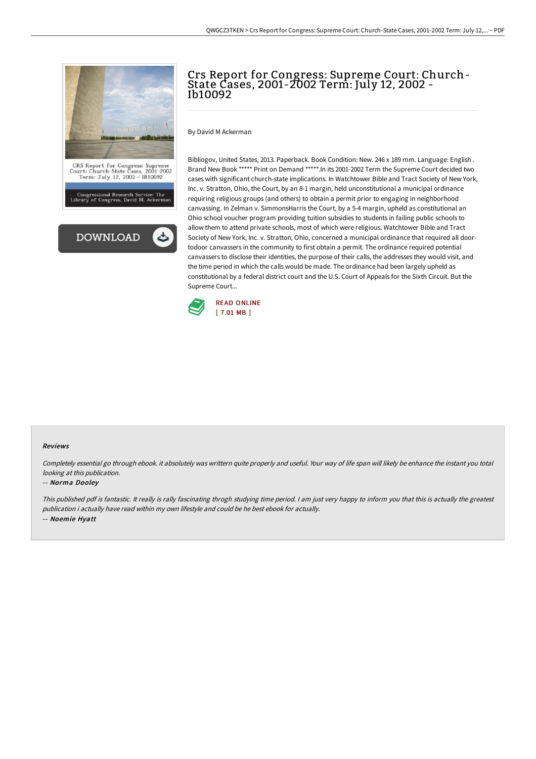# Crs Report for Congress: Supreme Court: Church-State Cases, 2001-2002 Term: July 12, 2002 - Ib10092

By David M Ackerman

Bibliogov, United States, 2013. Paperback. Book Condition: New. 246 x 189 mm. Language: English . Brand New Book ***** Print on Demand *****.In its 2001-2002 Term the Supreme Court decided two cases with significant church-state implications. In Watchtower Bible and Tract Society of New York, Inc. v. Stratton, Ohio, the Court, by an 8-1 margin, held unconstitutional a municipal ordinance requiring religious groups (and others) to obtain a permit prior to engaging in neighborhood canvassing. In Zelman v. SimmonsHarris the Court, by a 5-4 margin, upheld as constitutional an Ohio school voucher program providing tuition subsidies to students in failing public schools to allow them to attend private schools, most of which were religious. Watchtower Bible and Tract Society of New York, Inc. v. Stratton, Ohio, concerned a municipal ordinance that required all door-todoor canvassers in the community to first obtain a permit. The ordinance required potential canvassers to disclose their identities, the purpose of their calls, the addresses they would visit, and the time period in which the calls would be made. The ordinance had been largely upheld as constitutional by a federal district court and the U.S. Court of Appeals for the Sixth Circuit. But the Supreme Court...

READ ONLINE
[ 7.01 MB ]

## Reviews

*Completely essential go through ebook. it absolutely was writtern quite properly and useful. Your way of life span will likely be enhance the instant you total looking at this publication.*

-- *Norma Dooley*

*This published pdf is fantastic. It really is rally fascinating throgh studying time period. I am just very happy to inform you that this is actually the greatest publication i actually have read within my own lifestyle and could be he best ebook for actually.*

-- *Noemie Hyatt*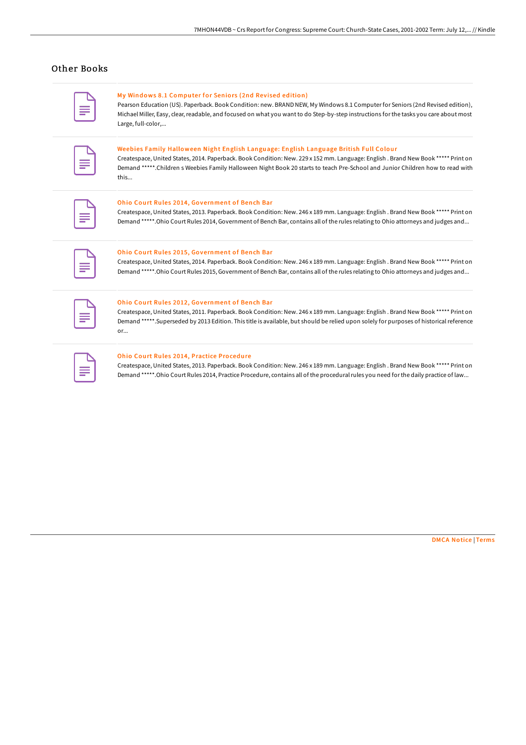## Other Books

### My Windows 8.1 Computer for Seniors (2nd Revised edition)

Pearson Education (US). Paperback. Book Condition: new. BRAND NEW, My Windows 8.1 Computer for Seniors (2nd Revised edition), Michael Miller, Easy, clear, readable, and focused on what you want to do Step-by-step instructions for the tasks you care about most Large, full-color,...

### Weebies Family Halloween Night English Language: English Language British Full Colour

Createspace, United States, 2014. Paperback. Book Condition: New. 229 x 152 mm. Language: English . Brand New Book ***** Print on Demand *****.Children s Weebies Family Halloween Night Book 20 starts to teach Pre-School and Junior Children how to read with this...

### Ohio Court Rules 2014, Government of Bench Bar

Createspace, United States, 2013. Paperback. Book Condition: New. 246 x 189 mm. Language: English . Brand New Book ***** Print on Demand *****.Ohio Court Rules 2014, Government of Bench Bar, contains all of the rules relating to Ohio attorneys and judges and...

### Ohio Court Rules 2015, Government of Bench Bar

Createspace, United States, 2014. Paperback. Book Condition: New. 246 x 189 mm. Language: English . Brand New Book ***** Print on Demand *****.Ohio Court Rules 2015, Government of Bench Bar, contains all of the rules relating to Ohio attorneys and judges and...

### Ohio Court Rules 2012, Government of Bench Bar

Createspace, United States, 2011. Paperback. Book Condition: New. 246 x 189 mm. Language: English . Brand New Book ***** Print on Demand *****.Superseded by 2013 Edition. This title is available, but should be relied upon solely for purposes of historical reference or...

### Ohio Court Rules 2014, Practice Procedure

Createspace, United States, 2013. Paperback. Book Condition: New. 246 x 189 mm. Language: English . Brand New Book ***** Print on Demand *****.Ohio Court Rules 2014, Practice Procedure, contains all of the procedural rules you need for the daily practice of law...

DMCA Notice | Terms